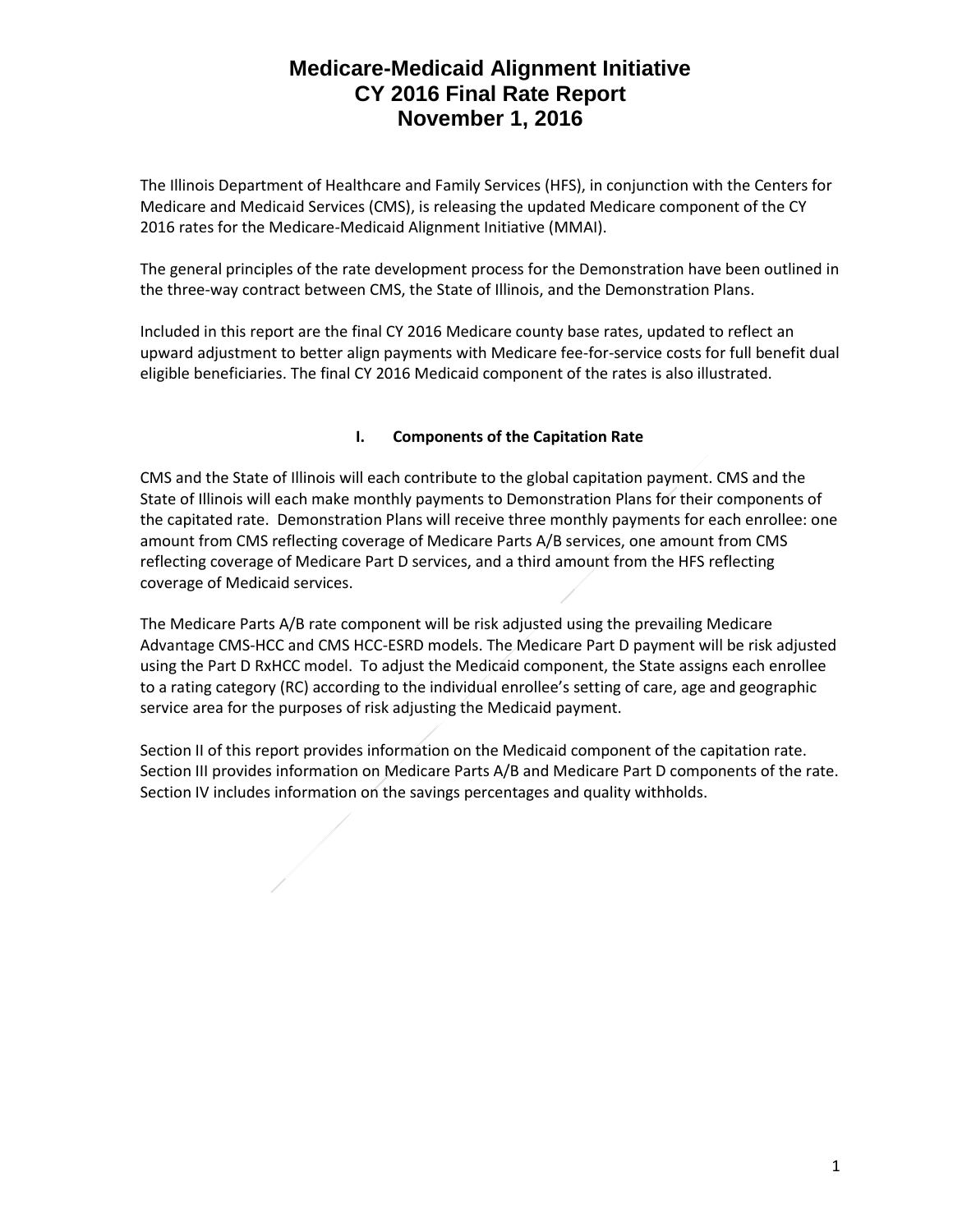# Medicare-Medicaid Alignment Initiative
# CY 2016 Final Rate Report
# November 1, 2016

The Illinois Department of Healthcare and Family Services (HFS), in conjunction with the Centers for Medicare and Medicaid Services (CMS), is releasing the updated Medicare component of the CY 2016 rates for the Medicare-Medicaid Alignment Initiative (MMAI).

The general principles of the rate development process for the Demonstration have been outlined in the three-way contract between CMS, the State of Illinois, and the Demonstration Plans.

Included in this report are the final CY 2016 Medicare county base rates, updated to reflect an upward adjustment to better align payments with Medicare fee-for-service costs for full benefit dual eligible beneficiaries. The final CY 2016 Medicaid component of the rates is also illustrated.

## I. Components of the Capitation Rate

CMS and the State of Illinois will each contribute to the global capitation payment. CMS and the State of Illinois will each make monthly payments to Demonstration Plans for their components of the capitated rate. Demonstration Plans will receive three monthly payments for each enrollee: one amount from CMS reflecting coverage of Medicare Parts A/B services, one amount from CMS reflecting coverage of Medicare Part D services, and a third amount from the HFS reflecting coverage of Medicaid services.

The Medicare Parts A/B rate component will be risk adjusted using the prevailing Medicare Advantage CMS-HCC and CMS HCC-ESRD models. The Medicare Part D payment will be risk adjusted using the Part D RxHCC model. To adjust the Medicaid component, the State assigns each enrollee to a rating category (RC) according to the individual enrollee's setting of care, age and geographic service area for the purposes of risk adjusting the Medicaid payment.

Section II of this report provides information on the Medicaid component of the capitation rate. Section III provides information on Medicare Parts A/B and Medicare Part D components of the rate. Section IV includes information on the savings percentages and quality withholds.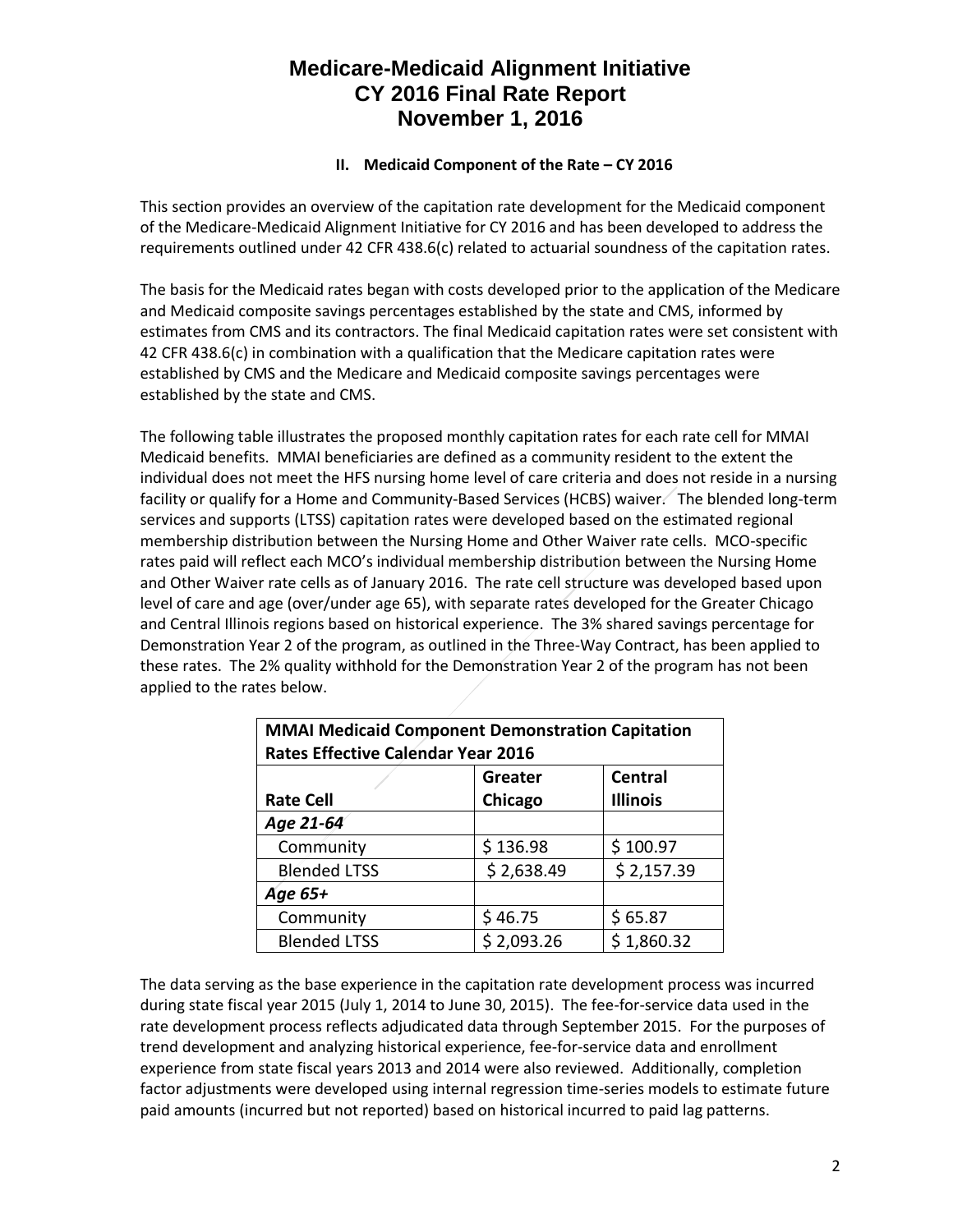# Medicare-Medicaid Alignment Initiative
# CY 2016 Final Rate Report
# November 1, 2016

## II. Medicaid Component of the Rate – CY 2016

This section provides an overview of the capitation rate development for the Medicaid component of the Medicare-Medicaid Alignment Initiative for CY 2016 and has been developed to address the requirements outlined under 42 CFR 438.6(c) related to actuarial soundness of the capitation rates.

The basis for the Medicaid rates began with costs developed prior to the application of the Medicare and Medicaid composite savings percentages established by the state and CMS, informed by estimates from CMS and its contractors. The final Medicaid capitation rates were set consistent with 42 CFR 438.6(c) in combination with a qualification that the Medicare capitation rates were established by CMS and the Medicare and Medicaid composite savings percentages were established by the state and CMS.

The following table illustrates the proposed monthly capitation rates for each rate cell for MMAI Medicaid benefits. MMAI beneficiaries are defined as a community resident to the extent the individual does not meet the HFS nursing home level of care criteria and does not reside in a nursing facility or qualify for a Home and Community-Based Services (HCBS) waiver. The blended long-term services and supports (LTSS) capitation rates were developed based on the estimated regional membership distribution between the Nursing Home and Other Waiver rate cells. MCO-specific rates paid will reflect each MCO's individual membership distribution between the Nursing Home and Other Waiver rate cells as of January 2016. The rate cell structure was developed based upon level of care and age (over/under age 65), with separate rates developed for the Greater Chicago and Central Illinois regions based on historical experience. The 3% shared savings percentage for Demonstration Year 2 of the program, as outlined in the Three-Way Contract, has been applied to these rates. The 2% quality withhold for the Demonstration Year 2 of the program has not been applied to the rates below.

| **MMAI Medicaid Component Demonstration Capitation Rates Effective Calendar Year 2016** | | |
|---|---|---|
| **Rate Cell** | **Greater Chicago** | **Central Illinois** |
| ***Age 21-64*** | | |
| Community | $ 136.98 | $ 100.97 |
| Blended LTSS | $ 2,638.49 | $ 2,157.39 |
| ***Age 65+*** | | |
| Community | $ 46.75 | $ 65.87 |
| Blended LTSS | $ 2,093.26 | $ 1,860.32 |

The data serving as the base experience in the capitation rate development process was incurred during state fiscal year 2015 (July 1, 2014 to June 30, 2015). The fee-for-service data used in the rate development process reflects adjudicated data through September 2015. For the purposes of trend development and analyzing historical experience, fee-for-service data and enrollment experience from state fiscal years 2013 and 2014 were also reviewed. Additionally, completion factor adjustments were developed using internal regression time-series models to estimate future paid amounts (incurred but not reported) based on historical incurred to paid lag patterns.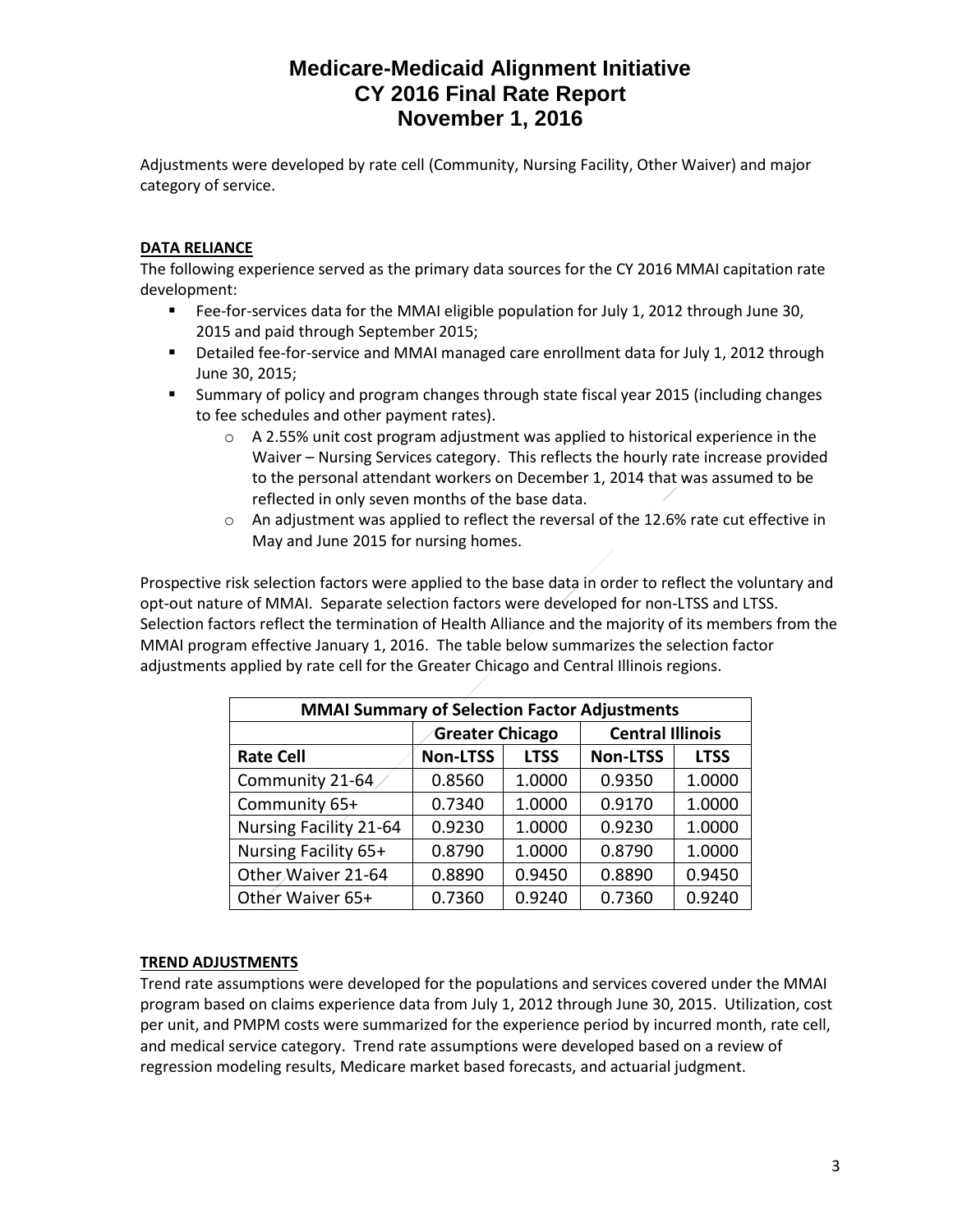# Medicare-Medicaid Alignment Initiative
# CY 2016 Final Rate Report
# November 1, 2016

Adjustments were developed by rate cell (Community, Nursing Facility, Other Waiver) and major category of service.

**DATA RELIANCE**

The following experience served as the primary data sources for the CY 2016 MMAI capitation rate development:

- Fee-for-services data for the MMAI eligible population for July 1, 2012 through June 30, 2015 and paid through September 2015;
- Detailed fee-for-service and MMAI managed care enrollment data for July 1, 2012 through June 30, 2015;
- Summary of policy and program changes through state fiscal year 2015 (including changes to fee schedules and other payment rates).
    - A 2.55% unit cost program adjustment was applied to historical experience in the Waiver – Nursing Services category. This reflects the hourly rate increase provided to the personal attendant workers on December 1, 2014 that was assumed to be reflected in only seven months of the base data.
    - An adjustment was applied to reflect the reversal of the 12.6% rate cut effective in May and June 2015 for nursing homes.

Prospective risk selection factors were applied to the base data in order to reflect the voluntary and opt-out nature of MMAI. Separate selection factors were developed for non-LTSS and LTSS. Selection factors reflect the termination of Health Alliance and the majority of its members from the MMAI program effective January 1, 2016. The table below summarizes the selection factor adjustments applied by rate cell for the Greater Chicago and Central Illinois regions.

| MMAI Summary of Selection Factor Adjustments | | | | |
|---|---|---|---|---|
| | Greater Chicago | | Central Illinois | |
| **Rate Cell** | **Non-LTSS** | **LTSS** | **Non-LTSS** | **LTSS** |
| Community 21-64 | 0.8560 | 1.0000 | 0.9350 | 1.0000 |
| Community 65+ | 0.7340 | 1.0000 | 0.9170 | 1.0000 |
| Nursing Facility 21-64 | 0.9230 | 1.0000 | 0.9230 | 1.0000 |
| Nursing Facility 65+ | 0.8790 | 1.0000 | 0.8790 | 1.0000 |
| Other Waiver 21-64 | 0.8890 | 0.9450 | 0.8890 | 0.9450 |
| Other Waiver 65+ | 0.7360 | 0.9240 | 0.7360 | 0.9240 |

**TREND ADJUSTMENTS**

Trend rate assumptions were developed for the populations and services covered under the MMAI program based on claims experience data from July 1, 2012 through June 30, 2015. Utilization, cost per unit, and PMPM costs were summarized for the experience period by incurred month, rate cell, and medical service category. Trend rate assumptions were developed based on a review of regression modeling results, Medicare market based forecasts, and actuarial judgment.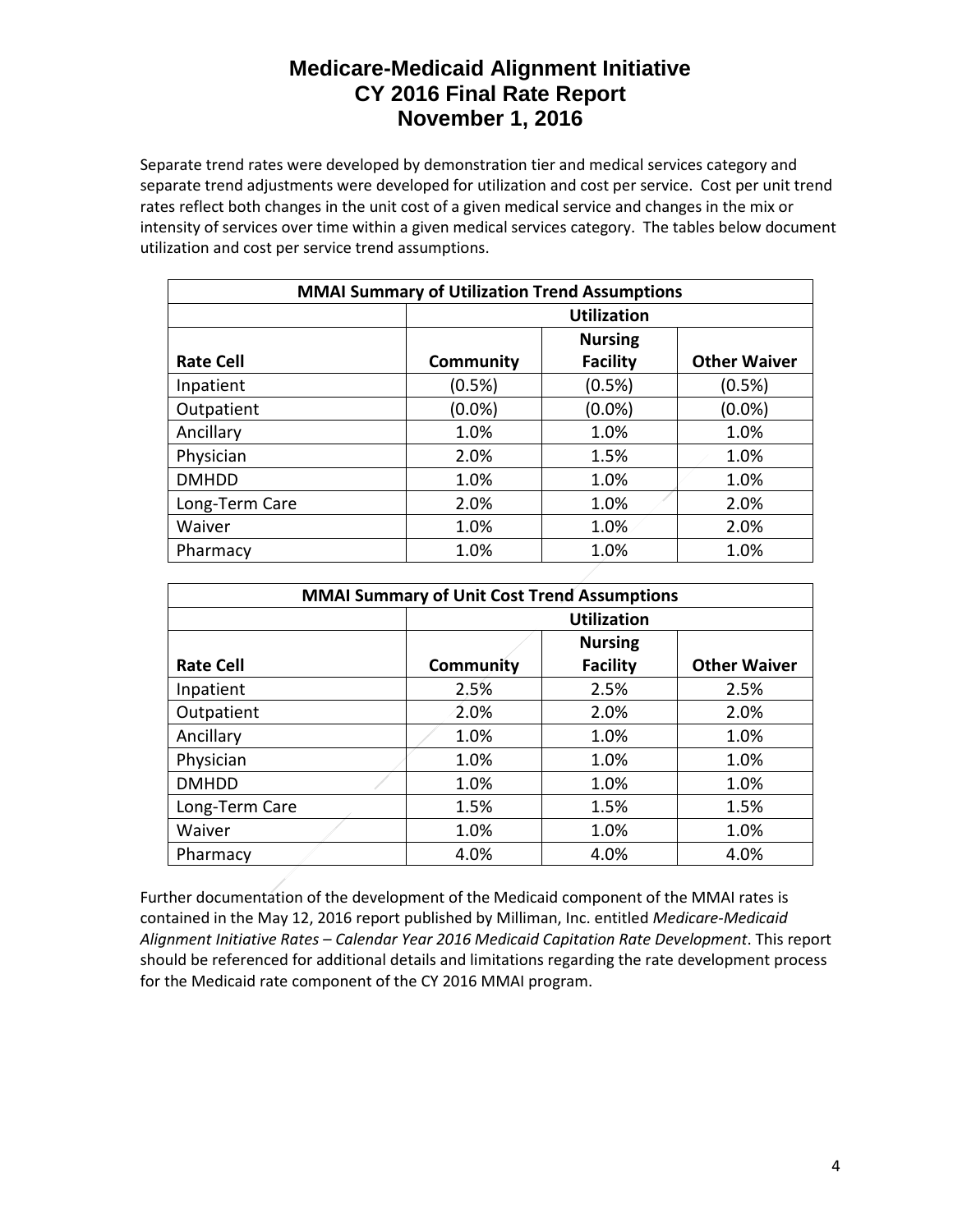# Medicare-Medicaid Alignment Initiative
# CY 2016 Final Rate Report
# November 1, 2016

Separate trend rates were developed by demonstration tier and medical services category and separate trend adjustments were developed for utilization and cost per service. Cost per unit trend rates reflect both changes in the unit cost of a given medical service and changes in the mix or intensity of services over time within a given medical services category. The tables below document utilization and cost per service trend assumptions.

**MMAI Summary of Utilization Trend Assumptions**

| | Utilization | | |
|---|---|---|---|
| **Rate Cell** | **Community** | **Nursing Facility** | **Other Waiver** |
| Inpatient | (0.5%) | (0.5%) | (0.5%) |
| Outpatient | (0.0%) | (0.0%) | (0.0%) |
| Ancillary | 1.0% | 1.0% | 1.0% |
| Physician | 2.0% | 1.5% | 1.0% |
| DMHDD | 1.0% | 1.0% | 1.0% |
| Long-Term Care | 2.0% | 1.0% | 2.0% |
| Waiver | 1.0% | 1.0% | 2.0% |
| Pharmacy | 1.0% | 1.0% | 1.0% |

**MMAI Summary of Unit Cost Trend Assumptions**

| | Utilization | | |
|---|---|---|---|
| **Rate Cell** | **Community** | **Nursing Facility** | **Other Waiver** |
| Inpatient | 2.5% | 2.5% | 2.5% |
| Outpatient | 2.0% | 2.0% | 2.0% |
| Ancillary | 1.0% | 1.0% | 1.0% |
| Physician | 1.0% | 1.0% | 1.0% |
| DMHDD | 1.0% | 1.0% | 1.0% |
| Long-Term Care | 1.5% | 1.5% | 1.5% |
| Waiver | 1.0% | 1.0% | 1.0% |
| Pharmacy | 4.0% | 4.0% | 4.0% |

Further documentation of the development of the Medicaid component of the MMAI rates is contained in the May 12, 2016 report published by Milliman, Inc. entitled *Medicare-Medicaid Alignment Initiative Rates – Calendar Year 2016 Medicaid Capitation Rate Development*. This report should be referenced for additional details and limitations regarding the rate development process for the Medicaid rate component of the CY 2016 MMAI program.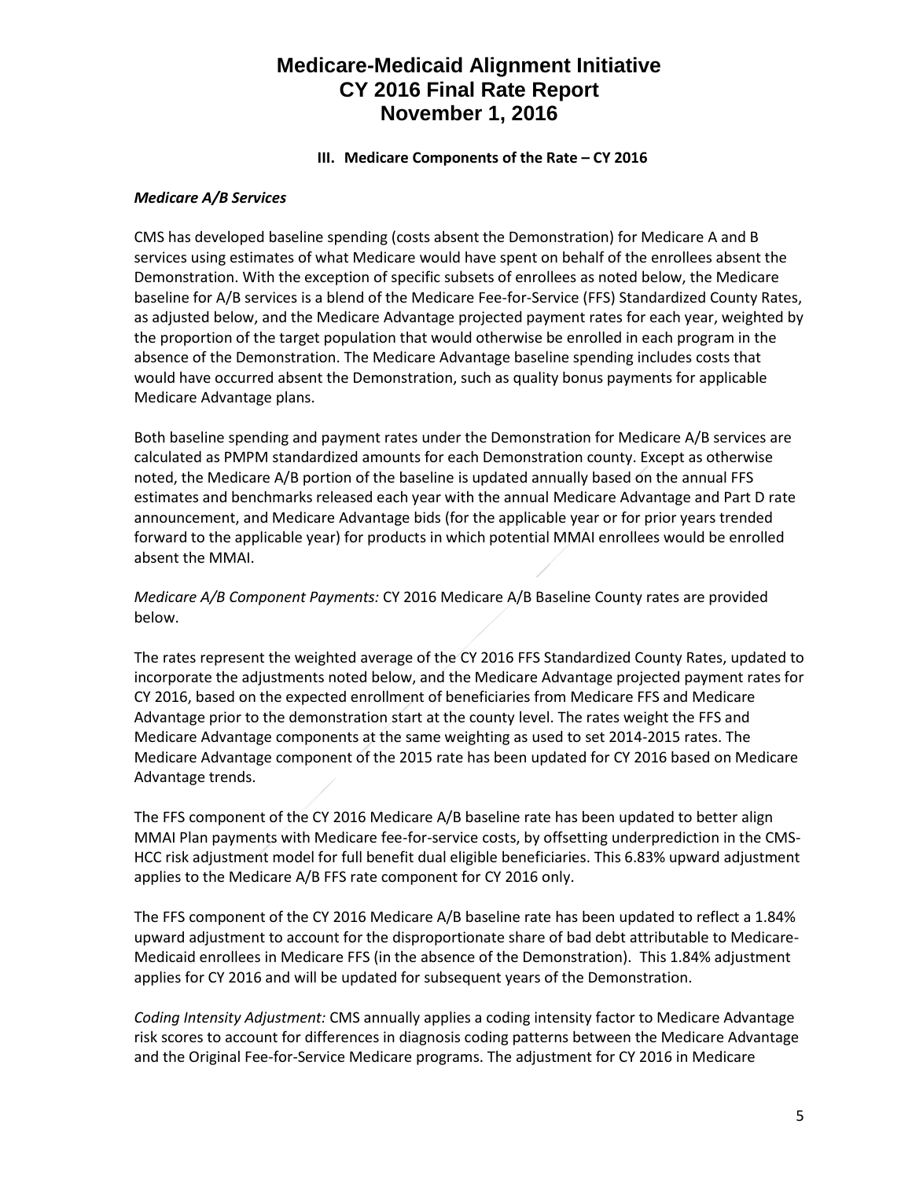# Medicare-Medicaid Alignment Initiative
# CY 2016 Final Rate Report
# November 1, 2016

### III. Medicare Components of the Rate – CY 2016

***Medicare A/B Services***

CMS has developed baseline spending (costs absent the Demonstration) for Medicare A and B services using estimates of what Medicare would have spent on behalf of the enrollees absent the Demonstration. With the exception of specific subsets of enrollees as noted below, the Medicare baseline for A/B services is a blend of the Medicare Fee-for-Service (FFS) Standardized County Rates, as adjusted below, and the Medicare Advantage projected payment rates for each year, weighted by the proportion of the target population that would otherwise be enrolled in each program in the absence of the Demonstration. The Medicare Advantage baseline spending includes costs that would have occurred absent the Demonstration, such as quality bonus payments for applicable Medicare Advantage plans.

Both baseline spending and payment rates under the Demonstration for Medicare A/B services are calculated as PMPM standardized amounts for each Demonstration county. Except as otherwise noted, the Medicare A/B portion of the baseline is updated annually based on the annual FFS estimates and benchmarks released each year with the annual Medicare Advantage and Part D rate announcement, and Medicare Advantage bids (for the applicable year or for prior years trended forward to the applicable year) for products in which potential MMAI enrollees would be enrolled absent the MMAI.

*Medicare A/B Component Payments:* CY 2016 Medicare A/B Baseline County rates are provided below.

The rates represent the weighted average of the CY 2016 FFS Standardized County Rates, updated to incorporate the adjustments noted below, and the Medicare Advantage projected payment rates for CY 2016, based on the expected enrollment of beneficiaries from Medicare FFS and Medicare Advantage prior to the demonstration start at the county level. The rates weight the FFS and Medicare Advantage components at the same weighting as used to set 2014-2015 rates. The Medicare Advantage component of the 2015 rate has been updated for CY 2016 based on Medicare Advantage trends.

The FFS component of the CY 2016 Medicare A/B baseline rate has been updated to better align MMAI Plan payments with Medicare fee-for-service costs, by offsetting underprediction in the CMS-HCC risk adjustment model for full benefit dual eligible beneficiaries. This 6.83% upward adjustment applies to the Medicare A/B FFS rate component for CY 2016 only.

The FFS component of the CY 2016 Medicare A/B baseline rate has been updated to reflect a 1.84% upward adjustment to account for the disproportionate share of bad debt attributable to Medicare-Medicaid enrollees in Medicare FFS (in the absence of the Demonstration). This 1.84% adjustment applies for CY 2016 and will be updated for subsequent years of the Demonstration.

*Coding Intensity Adjustment:* CMS annually applies a coding intensity factor to Medicare Advantage risk scores to account for differences in diagnosis coding patterns between the Medicare Advantage and the Original Fee-for-Service Medicare programs. The adjustment for CY 2016 in Medicare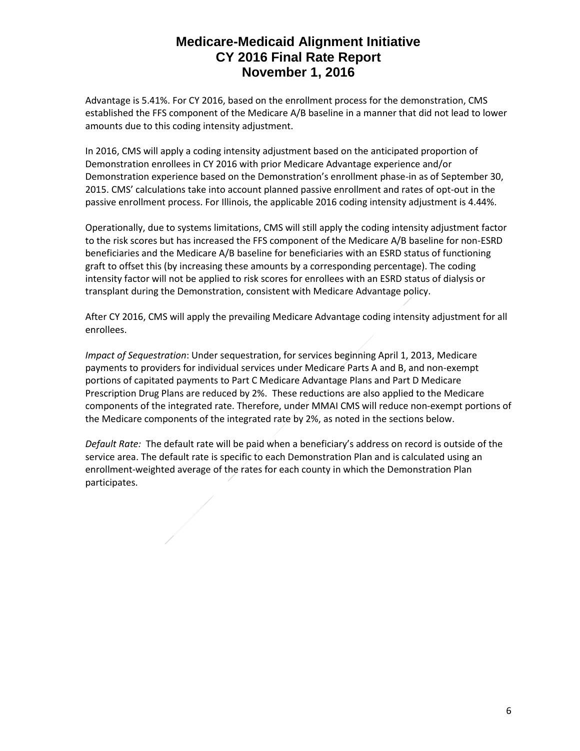Advantage is 5.41%. For CY 2016, based on the enrollment process for the demonstration, CMS established the FFS component of the Medicare A/B baseline in a manner that did not lead to lower amounts due to this coding intensity adjustment.

In 2016, CMS will apply a coding intensity adjustment based on the anticipated proportion of Demonstration enrollees in CY 2016 with prior Medicare Advantage experience and/or Demonstration experience based on the Demonstration's enrollment phase-in as of September 30, 2015. CMS' calculations take into account planned passive enrollment and rates of opt-out in the passive enrollment process. For Illinois, the applicable 2016 coding intensity adjustment is 4.44%.

Operationally, due to systems limitations, CMS will still apply the coding intensity adjustment factor to the risk scores but has increased the FFS component of the Medicare A/B baseline for non-ESRD beneficiaries and the Medicare A/B baseline for beneficiaries with an ESRD status of functioning graft to offset this (by increasing these amounts by a corresponding percentage). The coding intensity factor will not be applied to risk scores for enrollees with an ESRD status of dialysis or transplant during the Demonstration, consistent with Medicare Advantage policy.

After CY 2016, CMS will apply the prevailing Medicare Advantage coding intensity adjustment for all enrollees.

*Impact of Sequestration*: Under sequestration, for services beginning April 1, 2013, Medicare payments to providers for individual services under Medicare Parts A and B, and non-exempt portions of capitated payments to Part C Medicare Advantage Plans and Part D Medicare Prescription Drug Plans are reduced by 2%. These reductions are also applied to the Medicare components of the integrated rate. Therefore, under MMAI CMS will reduce non-exempt portions of the Medicare components of the integrated rate by 2%, as noted in the sections below.

*Default Rate:* The default rate will be paid when a beneficiary's address on record is outside of the service area. The default rate is specific to each Demonstration Plan and is calculated using an enrollment-weighted average of the rates for each county in which the Demonstration Plan participates.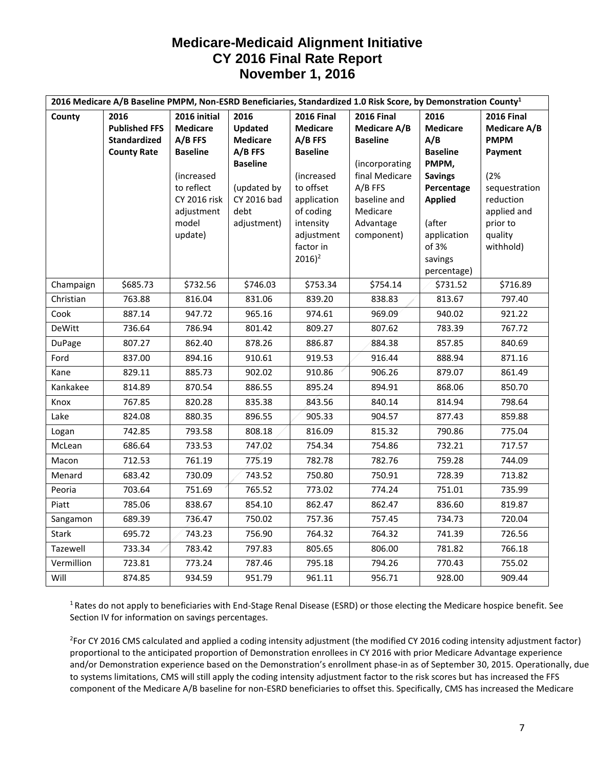# Medicare-Medicaid Alignment Initiative
# CY 2016 Final Rate Report
# November 1, 2016

| 2016 Medicare A/B Baseline PMPM, Non-ESRD Beneficiaries, Standardized 1.0 Risk Score, by Demonstration County[1] | | | | | | | |
|---|---|---|---|---|---|---|---|
| **County** | **2016 Published FFS Standardized County Rate** | **2016 initial Medicare A/B FFS Baseline** (increased to reflect CY 2016 risk adjustment model update) | **2016 Updated Medicare A/B FFS Baseline** (updated by CY 2016 bad debt adjustment) | **2016 Final Medicare A/B FFS Baseline** (increased to offset application of coding intensity adjustment factor in 2016)[2] | **2016 Final Medicare A/B Baseline** (incorporating final Medicare A/B FFS baseline and Medicare Advantage component) | **2016 Medicare A/B Baseline PMPM, Savings Percentage Applied** (after application of 3% savings percentage) | **2016 Final Medicare A/B PMPM Payment** (2% sequestration reduction applied and prior to quality withhold) |
| Champaign | $685.73 | $732.56 | $746.03 | $753.34 | $754.14 | $731.52 | $716.89 |
| Christian | 763.88 | 816.04 | 831.06 | 839.20 | 838.83 | 813.67 | 797.40 |
| Cook | 887.14 | 947.72 | 965.16 | 974.61 | 969.09 | 940.02 | 921.22 |
| DeWitt | 736.64 | 786.94 | 801.42 | 809.27 | 807.62 | 783.39 | 767.72 |
| DuPage | 807.27 | 862.40 | 878.26 | 886.87 | 884.38 | 857.85 | 840.69 |
| Ford | 837.00 | 894.16 | 910.61 | 919.53 | 916.44 | 888.94 | 871.16 |
| Kane | 829.11 | 885.73 | 902.02 | 910.86 | 906.26 | 879.07 | 861.49 |
| Kankakee | 814.89 | 870.54 | 886.55 | 895.24 | 894.91 | 868.06 | 850.70 |
| Knox | 767.85 | 820.28 | 835.38 | 843.56 | 840.14 | 814.94 | 798.64 |
| Lake | 824.08 | 880.35 | 896.55 | 905.33 | 904.57 | 877.43 | 859.88 |
| Logan | 742.85 | 793.58 | 808.18 | 816.09 | 815.32 | 790.86 | 775.04 |
| McLean | 686.64 | 733.53 | 747.02 | 754.34 | 754.86 | 732.21 | 717.57 |
| Macon | 712.53 | 761.19 | 775.19 | 782.78 | 782.76 | 759.28 | 744.09 |
| Menard | 683.42 | 730.09 | 743.52 | 750.80 | 750.91 | 728.39 | 713.82 |
| Peoria | 703.64 | 751.69 | 765.52 | 773.02 | 774.24 | 751.01 | 735.99 |
| Piatt | 785.06 | 838.67 | 854.10 | 862.47 | 862.47 | 836.60 | 819.87 |
| Sangamon | 689.39 | 736.47 | 750.02 | 757.36 | 757.45 | 734.73 | 720.04 |
| Stark | 695.72 | 743.23 | 756.90 | 764.32 | 764.32 | 741.39 | 726.56 |
| Tazewell | 733.34 | 783.42 | 797.83 | 805.65 | 806.00 | 781.82 | 766.18 |
| Vermillion | 723.81 | 773.24 | 787.46 | 795.18 | 794.26 | 770.43 | 755.02 |
| Will | 874.85 | 934.59 | 951.79 | 961.11 | 956.71 | 928.00 | 909.44 |

[1] Rates do not apply to beneficiaries with End-Stage Renal Disease (ESRD) or those electing the Medicare hospice benefit. See Section IV for information on savings percentages.

[2] For CY 2016 CMS calculated and applied a coding intensity adjustment (the modified CY 2016 coding intensity adjustment factor) proportional to the anticipated proportion of Demonstration enrollees in CY 2016 with prior Medicare Advantage experience and/or Demonstration experience based on the Demonstration's enrollment phase-in as of September 30, 2015. Operationally, due to systems limitations, CMS will still apply the coding intensity adjustment factor to the risk scores but has increased the FFS component of the Medicare A/B baseline for non-ESRD beneficiaries to offset this. Specifically, CMS has increased the Medicare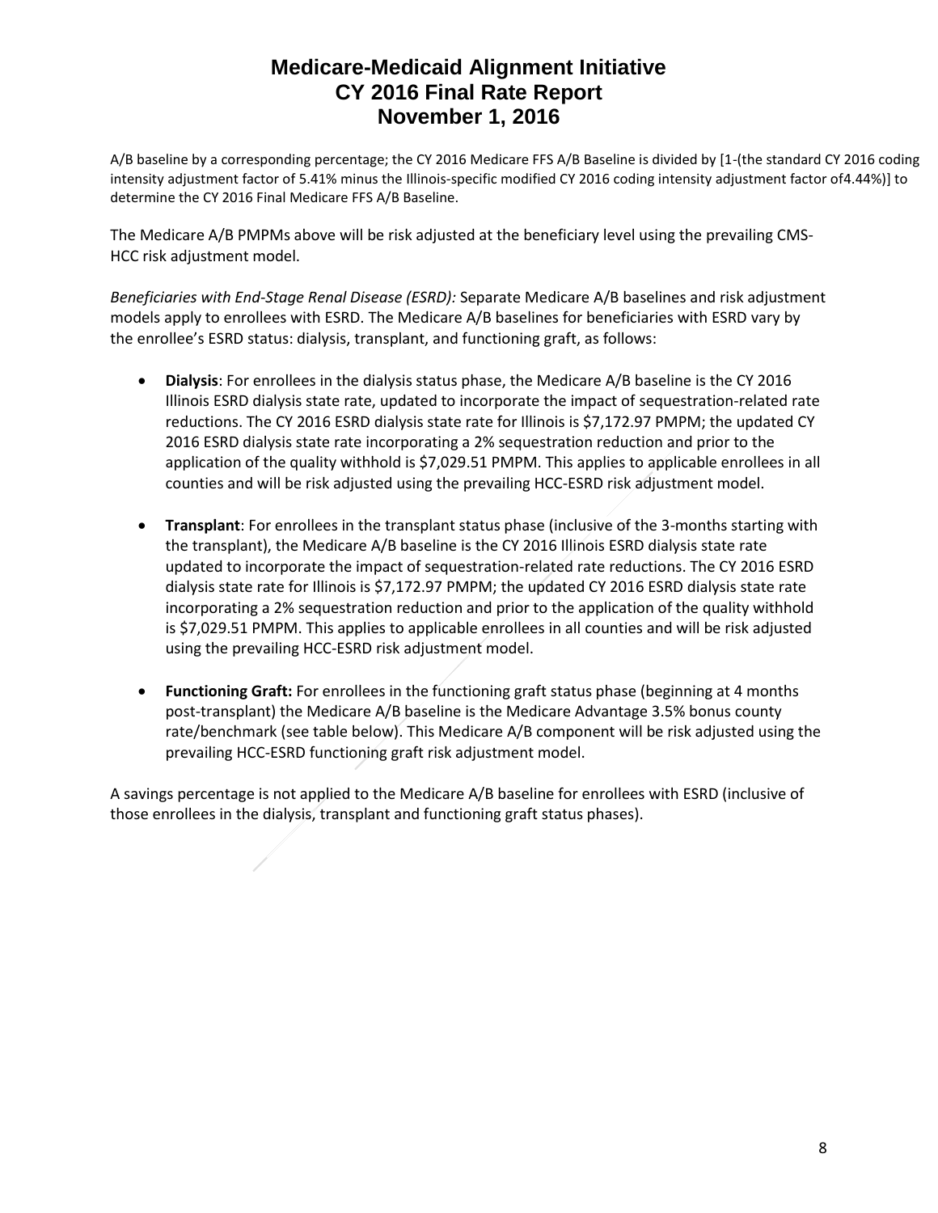A/B baseline by a corresponding percentage; the CY 2016 Medicare FFS A/B Baseline is divided by [1-(the standard CY 2016 coding intensity adjustment factor of 5.41% minus the Illinois-specific modified CY 2016 coding intensity adjustment factor of4.44%)] to determine the CY 2016 Final Medicare FFS A/B Baseline.

The Medicare A/B PMPMs above will be risk adjusted at the beneficiary level using the prevailing CMS-HCC risk adjustment model.

*Beneficiaries with End-Stage Renal Disease (ESRD):* Separate Medicare A/B baselines and risk adjustment models apply to enrollees with ESRD. The Medicare A/B baselines for beneficiaries with ESRD vary by the enrollee's ESRD status: dialysis, transplant, and functioning graft, as follows:

- **Dialysis**: For enrollees in the dialysis status phase, the Medicare A/B baseline is the CY 2016 Illinois ESRD dialysis state rate, updated to incorporate the impact of sequestration-related rate reductions. The CY 2016 ESRD dialysis state rate for Illinois is $7,172.97 PMPM; the updated CY 2016 ESRD dialysis state rate incorporating a 2% sequestration reduction and prior to the application of the quality withhold is $7,029.51 PMPM. This applies to applicable enrollees in all counties and will be risk adjusted using the prevailing HCC-ESRD risk adjustment model.

- **Transplant**: For enrollees in the transplant status phase (inclusive of the 3-months starting with the transplant), the Medicare A/B baseline is the CY 2016 Illinois ESRD dialysis state rate updated to incorporate the impact of sequestration-related rate reductions. The CY 2016 ESRD dialysis state rate for Illinois is $7,172.97 PMPM; the updated CY 2016 ESRD dialysis state rate incorporating a 2% sequestration reduction and prior to the application of the quality withhold is $7,029.51 PMPM. This applies to applicable enrollees in all counties and will be risk adjusted using the prevailing HCC-ESRD risk adjustment model.

- **Functioning Graft:** For enrollees in the functioning graft status phase (beginning at 4 months post-transplant) the Medicare A/B baseline is the Medicare Advantage 3.5% bonus county rate/benchmark (see table below). This Medicare A/B component will be risk adjusted using the prevailing HCC-ESRD functioning graft risk adjustment model.

A savings percentage is not applied to the Medicare A/B baseline for enrollees with ESRD (inclusive of those enrollees in the dialysis, transplant and functioning graft status phases).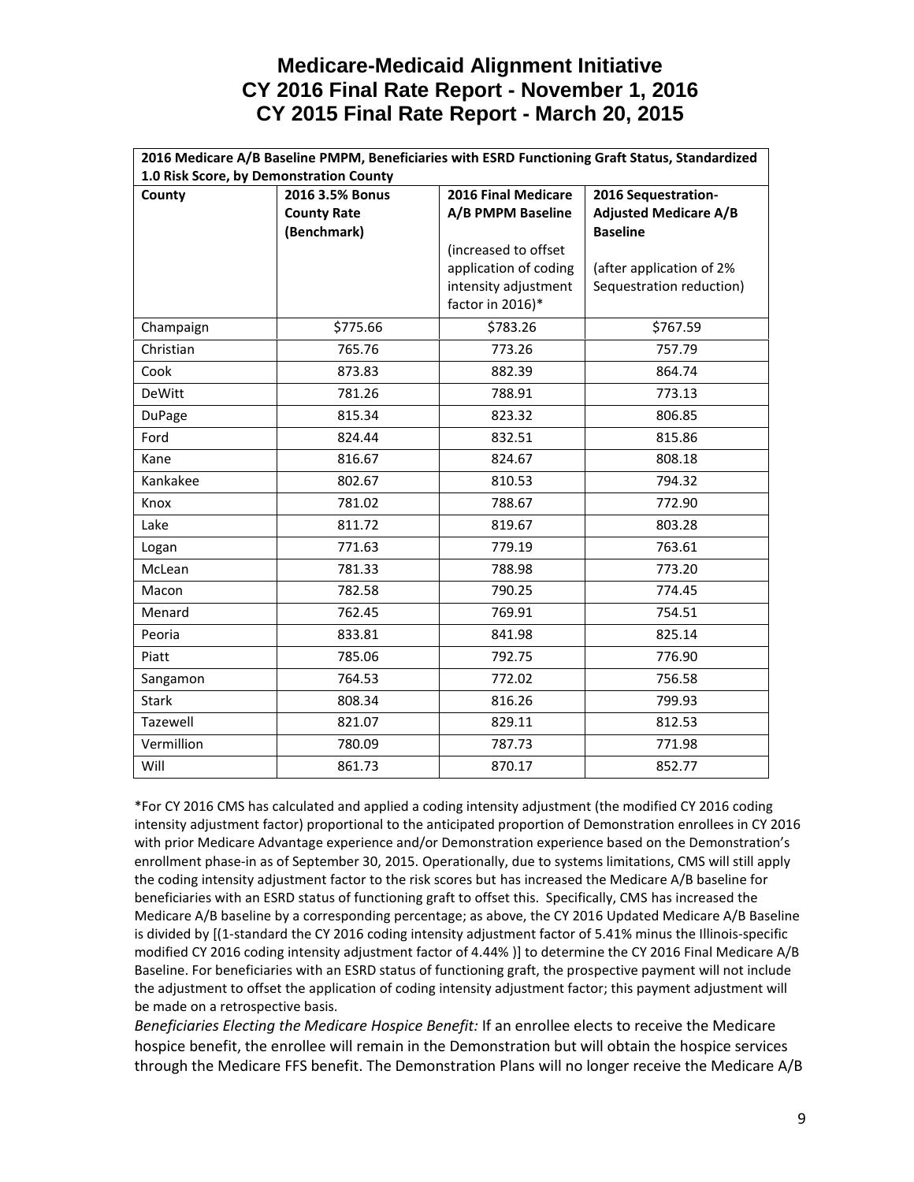# Medicare-Medicaid Alignment Initiative
# CY 2016 Final Rate Report - November 1, 2016
# CY 2015 Final Rate Report - March 20, 2015

| **2016 Medicare A/B Baseline PMPM, Beneficiaries with ESRD Functioning Graft Status, Standardized 1.0 Risk Score, by Demonstration County** | | | |
|---|---|---|---|
| **County** | **2016 3.5% Bonus County Rate (Benchmark)** | **2016 Final Medicare A/B PMPM Baseline**<br><br>(increased to offset application of coding intensity adjustment factor in 2016)* | **2016 Sequestration-Adjusted Medicare A/B Baseline**<br><br>(after application of 2% Sequestration reduction) |
| Champaign | $775.66 | $783.26 | $767.59 |
| Christian | 765.76 | 773.26 | 757.79 |
| Cook | 873.83 | 882.39 | 864.74 |
| DeWitt | 781.26 | 788.91 | 773.13 |
| DuPage | 815.34 | 823.32 | 806.85 |
| Ford | 824.44 | 832.51 | 815.86 |
| Kane | 816.67 | 824.67 | 808.18 |
| Kankakee | 802.67 | 810.53 | 794.32 |
| Knox | 781.02 | 788.67 | 772.90 |
| Lake | 811.72 | 819.67 | 803.28 |
| Logan | 771.63 | 779.19 | 763.61 |
| McLean | 781.33 | 788.98 | 773.20 |
| Macon | 782.58 | 790.25 | 774.45 |
| Menard | 762.45 | 769.91 | 754.51 |
| Peoria | 833.81 | 841.98 | 825.14 |
| Piatt | 785.06 | 792.75 | 776.90 |
| Sangamon | 764.53 | 772.02 | 756.58 |
| Stark | 808.34 | 816.26 | 799.93 |
| Tazewell | 821.07 | 829.11 | 812.53 |
| Vermillion | 780.09 | 787.73 | 771.98 |
| Will | 861.73 | 870.17 | 852.77 |

*For CY 2016 CMS has calculated and applied a coding intensity adjustment (the modified CY 2016 coding intensity adjustment factor) proportional to the anticipated proportion of Demonstration enrollees in CY 2016 with prior Medicare Advantage experience and/or Demonstration experience based on the Demonstration's enrollment phase-in as of September 30, 2015. Operationally, due to systems limitations, CMS will still apply the coding intensity adjustment factor to the risk scores but has increased the Medicare A/B baseline for beneficiaries with an ESRD status of functioning graft to offset this. Specifically, CMS has increased the Medicare A/B baseline by a corresponding percentage; as above, the CY 2016 Updated Medicare A/B Baseline is divided by [(1-standard the CY 2016 coding intensity adjustment factor of 5.41% minus the Illinois-specific modified CY 2016 coding intensity adjustment factor of 4.44% )] to determine the CY 2016 Final Medicare A/B Baseline. For beneficiaries with an ESRD status of functioning graft, the prospective payment will not include the adjustment to offset the application of coding intensity adjustment factor; this payment adjustment will be made on a retrospective basis.

*Beneficiaries Electing the Medicare Hospice Benefit:* If an enrollee elects to receive the Medicare hospice benefit, the enrollee will remain in the Demonstration but will obtain the hospice services through the Medicare FFS benefit. The Demonstration Plans will no longer receive the Medicare A/B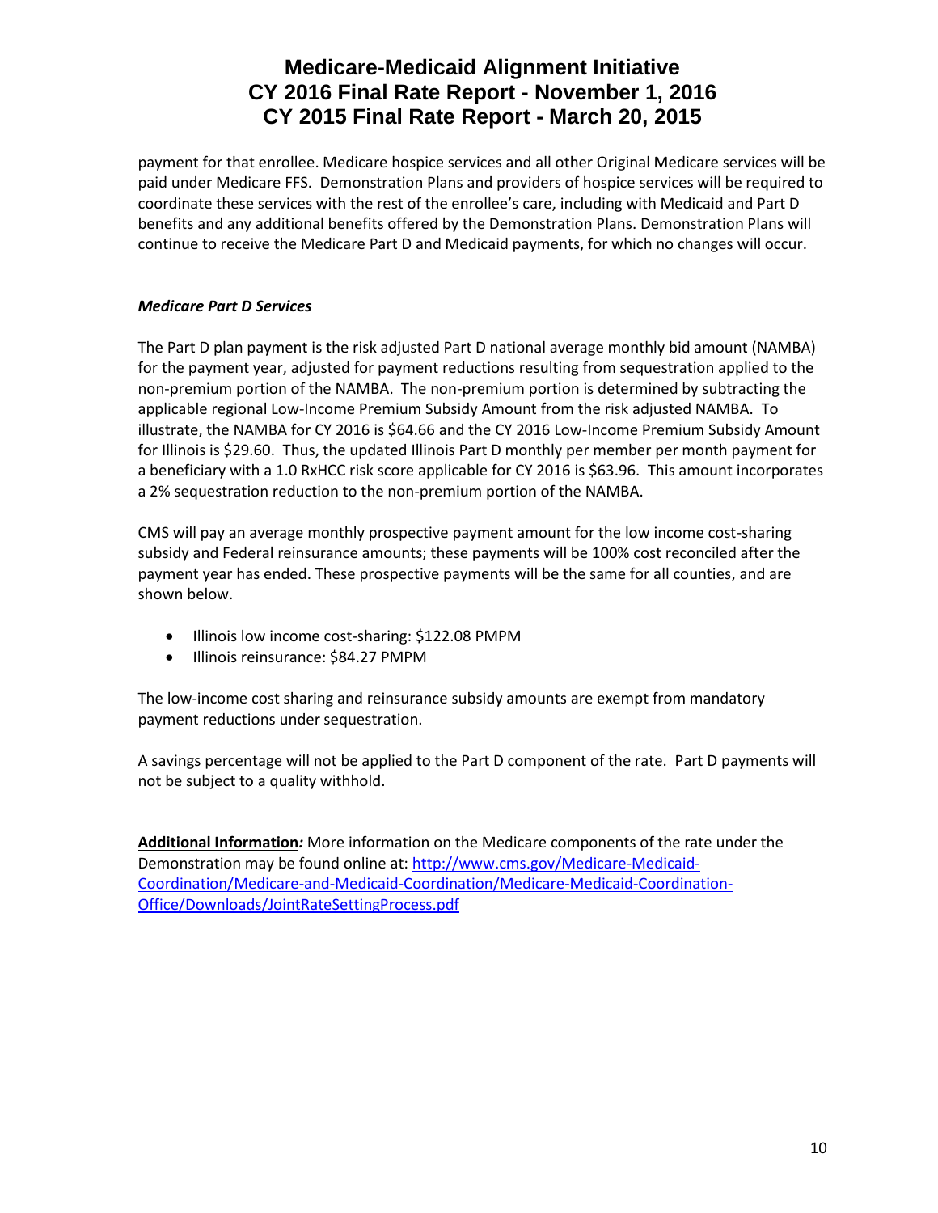payment for that enrollee. Medicare hospice services and all other Original Medicare services will be paid under Medicare FFS. Demonstration Plans and providers of hospice services will be required to coordinate these services with the rest of the enrollee's care, including with Medicaid and Part D benefits and any additional benefits offered by the Demonstration Plans. Demonstration Plans will continue to receive the Medicare Part D and Medicaid payments, for which no changes will occur.

***Medicare Part D Services***

The Part D plan payment is the risk adjusted Part D national average monthly bid amount (NAMBA) for the payment year, adjusted for payment reductions resulting from sequestration applied to the non-premium portion of the NAMBA. The non-premium portion is determined by subtracting the applicable regional Low-Income Premium Subsidy Amount from the risk adjusted NAMBA. To illustrate, the NAMBA for CY 2016 is $64.66 and the CY 2016 Low-Income Premium Subsidy Amount for Illinois is $29.60. Thus, the updated Illinois Part D monthly per member per month payment for a beneficiary with a 1.0 RxHCC risk score applicable for CY 2016 is $63.96. This amount incorporates a 2% sequestration reduction to the non-premium portion of the NAMBA.

CMS will pay an average monthly prospective payment amount for the low income cost-sharing subsidy and Federal reinsurance amounts; these payments will be 100% cost reconciled after the payment year has ended. These prospective payments will be the same for all counties, and are shown below.

- Illinois low income cost-sharing: $122.08 PMPM
- Illinois reinsurance: $84.27 PMPM

The low-income cost sharing and reinsurance subsidy amounts are exempt from mandatory payment reductions under sequestration.

A savings percentage will not be applied to the Part D component of the rate. Part D payments will not be subject to a quality withhold.

**Additional Information***:* More information on the Medicare components of the rate under the Demonstration may be found online at: http://www.cms.gov/Medicare-Medicaid-Coordination/Medicare-and-Medicaid-Coordination/Medicare-Medicaid-Coordination-Office/Downloads/JointRateSettingProcess.pdf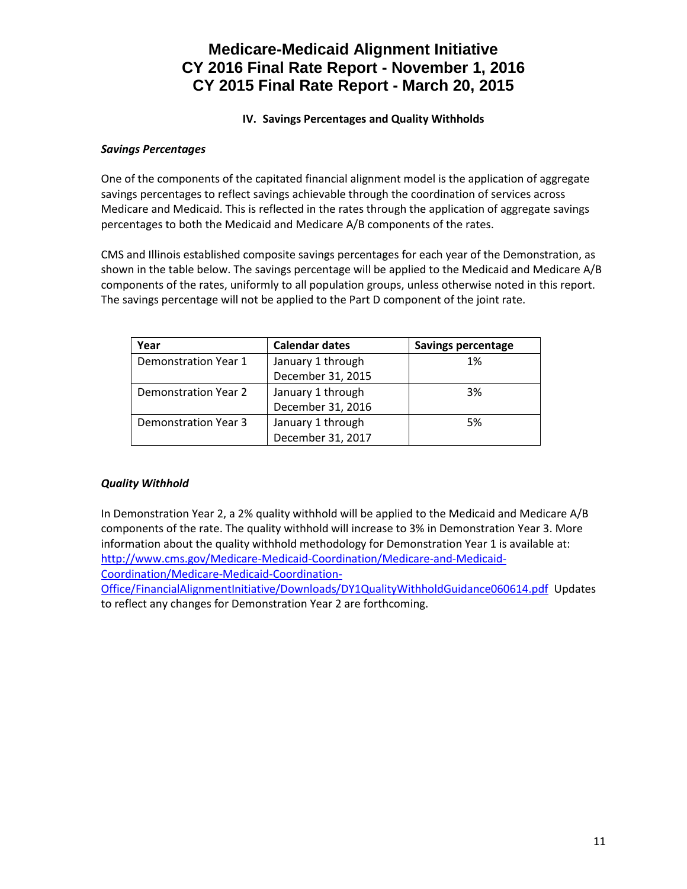# Medicare-Medicaid Alignment Initiative
# CY 2016 Final Rate Report - November 1, 2016
# CY 2015 Final Rate Report - March 20, 2015

## IV. Savings Percentages and Quality Withholds

### *Savings Percentages*

One of the components of the capitated financial alignment model is the application of aggregate savings percentages to reflect savings achievable through the coordination of services across Medicare and Medicaid. This is reflected in the rates through the application of aggregate savings percentages to both the Medicaid and Medicare A/B components of the rates.

CMS and Illinois established composite savings percentages for each year of the Demonstration, as shown in the table below. The savings percentage will be applied to the Medicaid and Medicare A/B components of the rates, uniformly to all population groups, unless otherwise noted in this report. The savings percentage will not be applied to the Part D component of the joint rate.

| Year | Calendar dates | Savings percentage |
|---|---|---|
| Demonstration Year 1 | January 1 through December 31, 2015 | 1% |
| Demonstration Year 2 | January 1 through December 31, 2016 | 3% |
| Demonstration Year 3 | January 1 through December 31, 2017 | 5% |

### *Quality Withhold*

In Demonstration Year 2, a 2% quality withhold will be applied to the Medicaid and Medicare A/B components of the rate. The quality withhold will increase to 3% in Demonstration Year 3. More information about the quality withhold methodology for Demonstration Year 1 is available at: http://www.cms.gov/Medicare-Medicaid-Coordination/Medicare-and-Medicaid-Coordination/Medicare-Medicaid-Coordination-Office/FinancialAlignmentInitiative/Downloads/DY1QualityWithholdGuidance060614.pdf Updates to reflect any changes for Demonstration Year 2 are forthcoming.